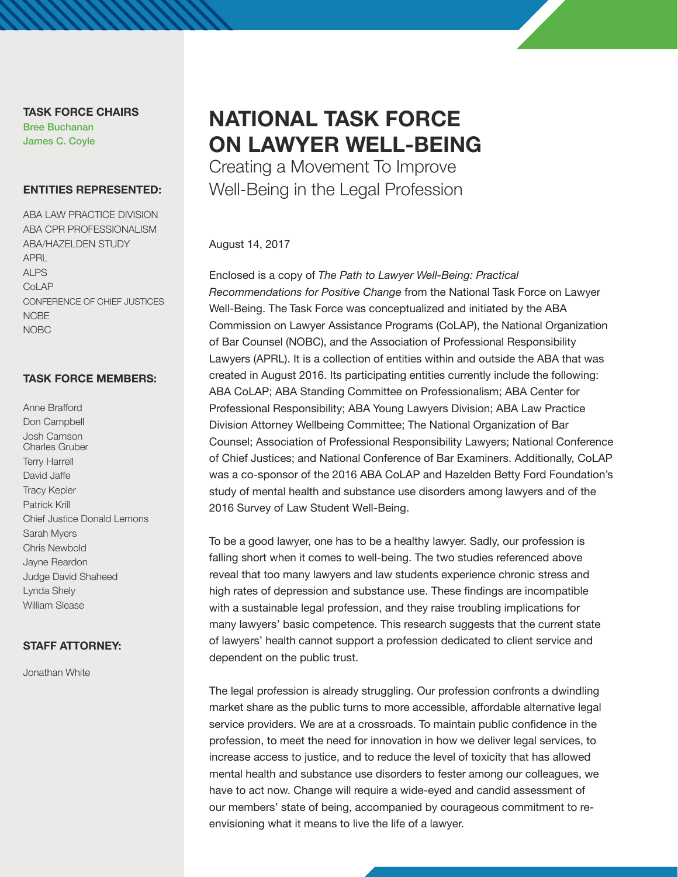# NATIONAL TASK FORCE ON LAWYER WELL-BEING

Creating a Movement To Improve Well-Being in the Legal Profession

**TASK FORCE CHAIRS**

Bree Buchanan
James C. Coyle

**ENTITIES REPRESENTED:**

ABA LAW PRACTICE DIVISION
ABA CPR PROFESSIONALISM
ABA/HAZELDEN STUDY
APRL
ALPS
CoLAP
CONFERENCE OF CHIEF JUSTICES
NCBE
NOBC

**TASK FORCE MEMBERS:**

Anne Brafford
Don Campbell
Josh Camson
Charles Gruber
Terry Harrell
David Jaffe
Tracy Kepler
Patrick Krill
Chief Justice Donald Lemons
Sarah Myers
Chris Newbold
Jayne Reardon
Judge David Shaheed
Lynda Shely
William Slease

**STAFF ATTORNEY:**

Jonathan White

August 14, 2017

Enclosed is a copy of *The Path to Lawyer Well-Being: Practical Recommendations for Positive Change* from the National Task Force on Lawyer Well-Being. The Task Force was conceptualized and initiated by the ABA Commission on Lawyer Assistance Programs (CoLAP), the National Organization of Bar Counsel (NOBC), and the Association of Professional Responsibility Lawyers (APRL). It is a collection of entities within and outside the ABA that was created in August 2016. Its participating entities currently include the following: ABA CoLAP; ABA Standing Committee on Professionalism; ABA Center for Professional Responsibility; ABA Young Lawyers Division; ABA Law Practice Division Attorney Wellbeing Committee; The National Organization of Bar Counsel; Association of Professional Responsibility Lawyers; National Conference of Chief Justices; and National Conference of Bar Examiners. Additionally, CoLAP was a co-sponsor of the 2016 ABA CoLAP and Hazelden Betty Ford Foundation's study of mental health and substance use disorders among lawyers and of the 2016 Survey of Law Student Well-Being.

To be a good lawyer, one has to be a healthy lawyer. Sadly, our profession is falling short when it comes to well-being. The two studies referenced above reveal that too many lawyers and law students experience chronic stress and high rates of depression and substance use. These findings are incompatible with a sustainable legal profession, and they raise troubling implications for many lawyers' basic competence. This research suggests that the current state of lawyers' health cannot support a profession dedicated to client service and dependent on the public trust.

The legal profession is already struggling. Our profession confronts a dwindling market share as the public turns to more accessible, affordable alternative legal service providers. We are at a crossroads. To maintain public confidence in the profession, to meet the need for innovation in how we deliver legal services, to increase access to justice, and to reduce the level of toxicity that has allowed mental health and substance use disorders to fester among our colleagues, we have to act now. Change will require a wide-eyed and candid assessment of our members' state of being, accompanied by courageous commitment to re-envisioning what it means to live the life of a lawyer.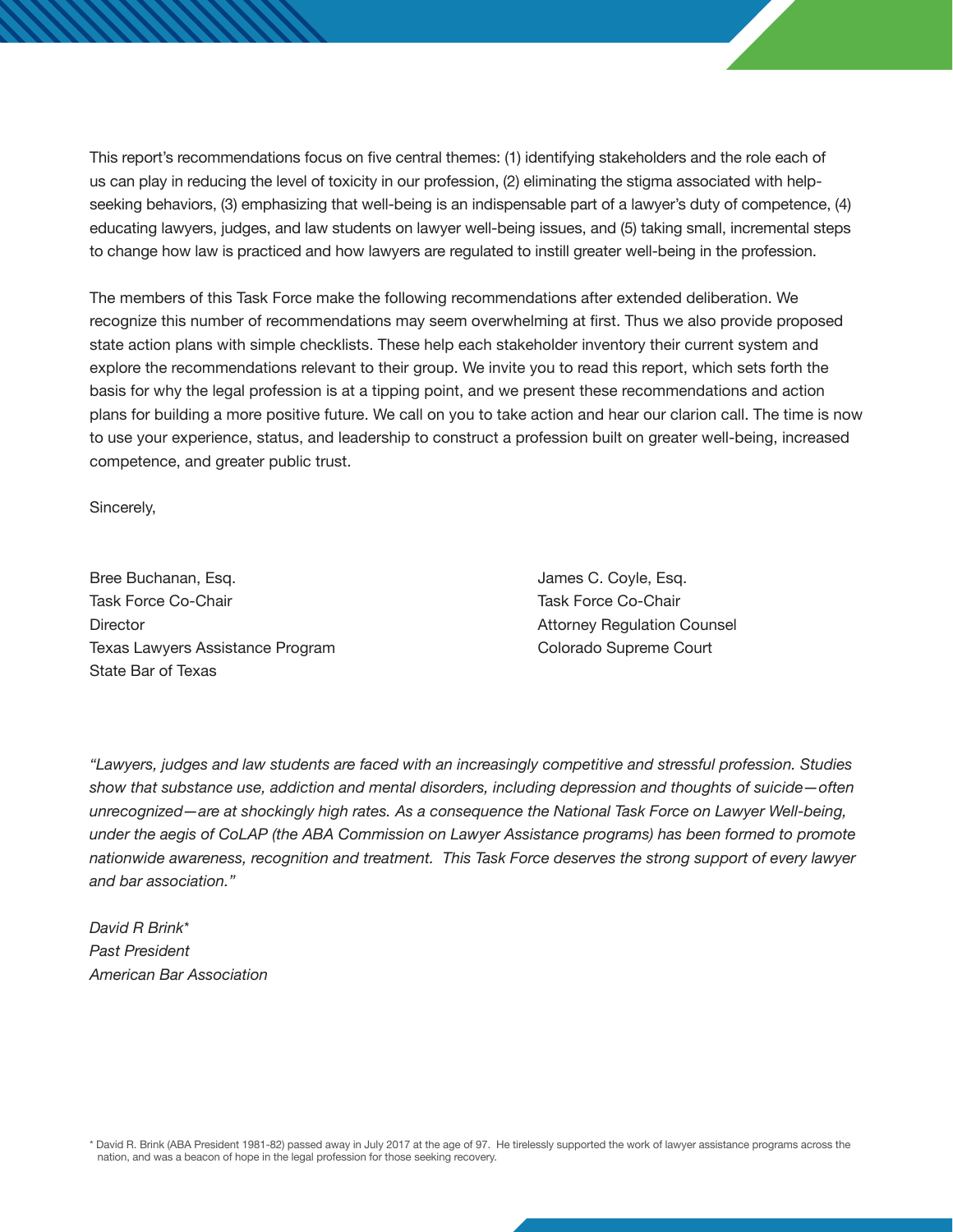This report's recommendations focus on five central themes: (1) identifying stakeholders and the role each of us can play in reducing the level of toxicity in our profession, (2) eliminating the stigma associated with help-seeking behaviors, (3) emphasizing that well-being is an indispensable part of a lawyer's duty of competence, (4) educating lawyers, judges, and law students on lawyer well-being issues, and (5) taking small, incremental steps to change how law is practiced and how lawyers are regulated to instill greater well-being in the profession.

The members of this Task Force make the following recommendations after extended deliberation. We recognize this number of recommendations may seem overwhelming at first. Thus we also provide proposed state action plans with simple checklists. These help each stakeholder inventory their current system and explore the recommendations relevant to their group. We invite you to read this report, which sets forth the basis for why the legal profession is at a tipping point, and we present these recommendations and action plans for building a more positive future. We call on you to take action and hear our clarion call. The time is now to use your experience, status, and leadership to construct a profession built on greater well-being, increased competence, and greater public trust.

Sincerely,

Bree Buchanan, Esq.
Task Force Co-Chair
Director
Texas Lawyers Assistance Program
State Bar of Texas

James C. Coyle, Esq.
Task Force Co-Chair
Attorney Regulation Counsel
Colorado Supreme Court

*"Lawyers, judges and law students are faced with an increasingly competitive and stressful profession. Studies show that substance use, addiction and mental disorders, including depression and thoughts of suicide—often unrecognized—are at shockingly high rates. As a consequence the National Task Force on Lawyer Well-being, under the aegis of CoLAP (the ABA Commission on Lawyer Assistance programs) has been formed to promote nationwide awareness, recognition and treatment. This Task Force deserves the strong support of every lawyer and bar association."*

*David R Brink**
*Past President*
*American Bar Association*

* David R. Brink (ABA President 1981-82) passed away in July 2017 at the age of 97. He tirelessly supported the work of lawyer assistance programs across the nation, and was a beacon of hope in the legal profession for those seeking recovery.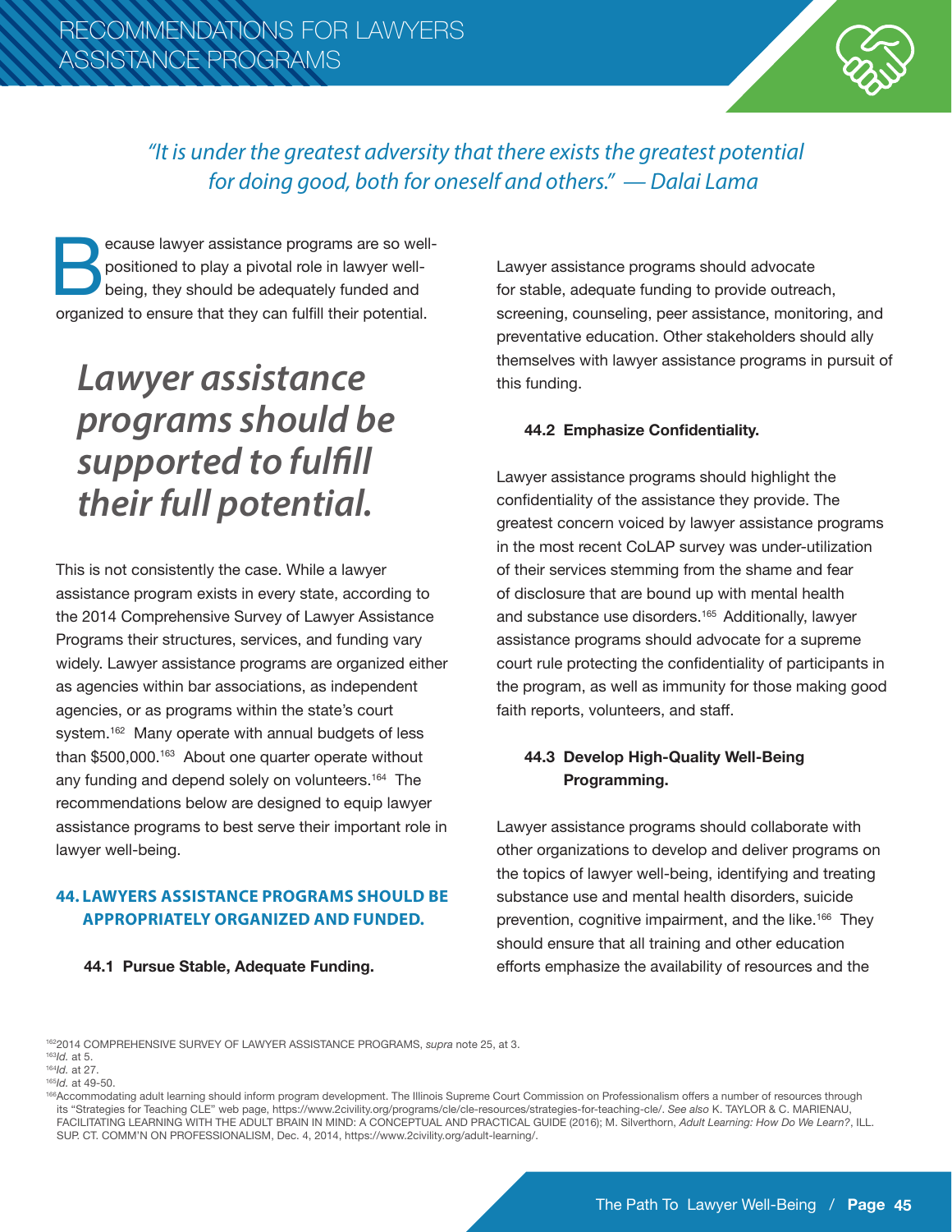# RECOMMENDATIONS FOR LAWYERS ASSISTANCE PROGRAMS

*"It is under the greatest adversity that there exists the greatest potential for doing good, both for oneself and others." — Dalai Lama*

Because lawyer assistance programs are so well-positioned to play a pivotal role in lawyer well-being, they should be adequately funded and organized to ensure that they can fulfill their potential.

## *Lawyer assistance programs should be supported to fulfill their full potential.*

This is not consistently the case. While a lawyer assistance program exists in every state, according to the 2014 Comprehensive Survey of Lawyer Assistance Programs their structures, services, and funding vary widely. Lawyer assistance programs are organized either as agencies within bar associations, as independent agencies, or as programs within the state's court system.[162] Many operate with annual budgets of less than $500,000.[163] About one quarter operate without any funding and depend solely on volunteers.[164] The recommendations below are designed to equip lawyer assistance programs to best serve their important role in lawyer well-being.

### 44. LAWYERS ASSISTANCE PROGRAMS SHOULD BE APPROPRIATELY ORGANIZED AND FUNDED.

#### 44.1 Pursue Stable, Adequate Funding.

Lawyer assistance programs should advocate for stable, adequate funding to provide outreach, screening, counseling, peer assistance, monitoring, and preventative education. Other stakeholders should ally themselves with lawyer assistance programs in pursuit of this funding.

#### 44.2 Emphasize Confidentiality.

Lawyer assistance programs should highlight the confidentiality of the assistance they provide. The greatest concern voiced by lawyer assistance programs in the most recent CoLAP survey was under-utilization of their services stemming from the shame and fear of disclosure that are bound up with mental health and substance use disorders.[165] Additionally, lawyer assistance programs should advocate for a supreme court rule protecting the confidentiality of participants in the program, as well as immunity for those making good faith reports, volunteers, and staff.

#### 44.3 Develop High-Quality Well-Being Programming.

Lawyer assistance programs should collaborate with other organizations to develop and deliver programs on the topics of lawyer well-being, identifying and treating substance use and mental health disorders, suicide prevention, cognitive impairment, and the like.[166] They should ensure that all training and other education efforts emphasize the availability of resources and the

---

[162] 2014 COMPREHENSIVE SURVEY OF LAWYER ASSISTANCE PROGRAMS, *supra* note 25, at 3.
[163] *Id.* at 5.
[164] *Id.* at 27.
[165] *Id.* at 49-50.
[166] Accommodating adult learning should inform program development. The Illinois Supreme Court Commission on Professionalism offers a number of resources through its "Strategies for Teaching CLE" web page, https://www.2civility.org/programs/cle/cle-resources/strategies-for-teaching-cle/. *See also* K. TAYLOR & C. MARIENAU, FACILITATING LEARNING WITH THE ADULT BRAIN IN MIND: A CONCEPTUAL AND PRACTICAL GUIDE (2016); M. Silverthorn, *Adult Learning: How Do We Learn?*, ILL. SUP. CT. COMM'N ON PROFESSIONALISM, Dec. 4, 2014, https://www.2civility.org/adult-learning/.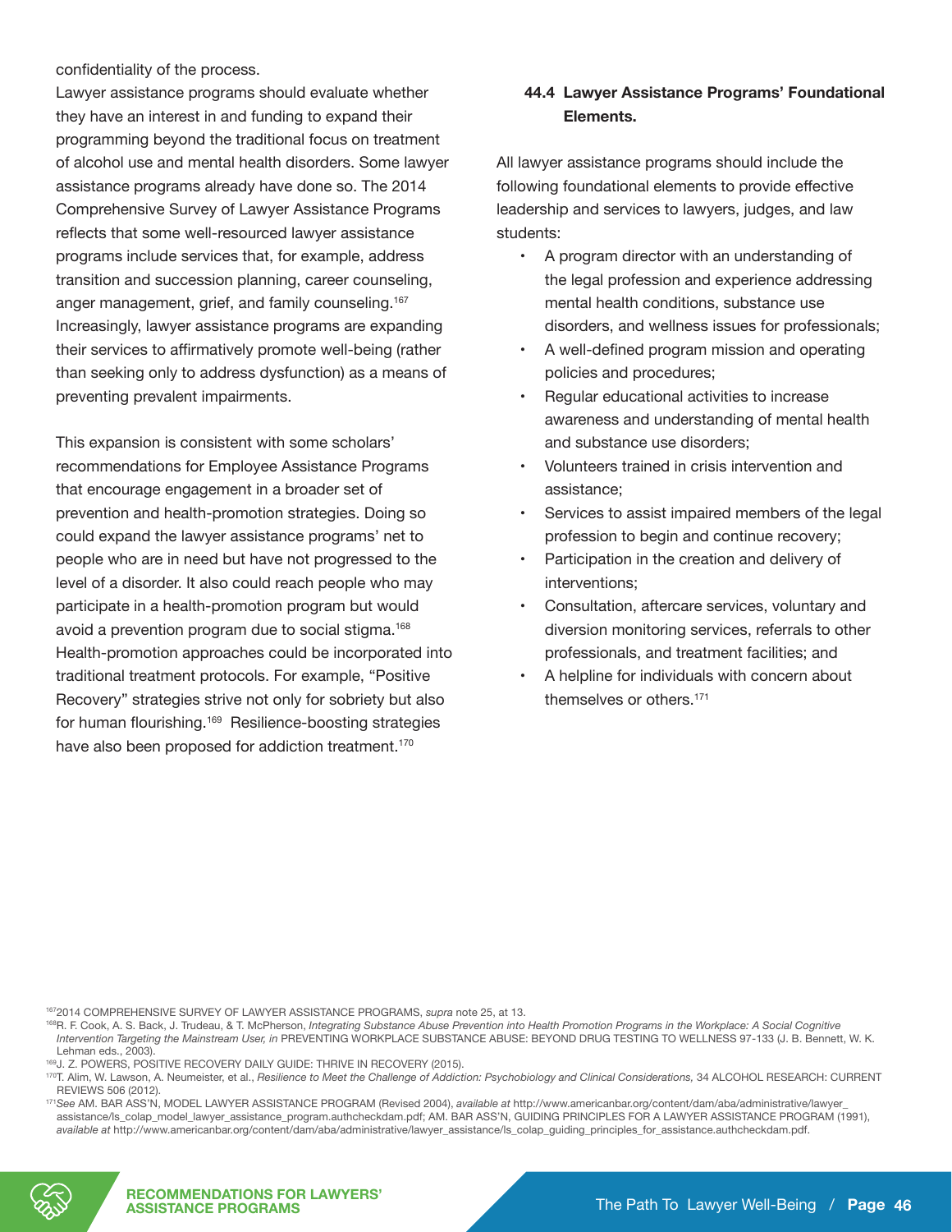confidentiality of the process.

Lawyer assistance programs should evaluate whether they have an interest in and funding to expand their programming beyond the traditional focus on treatment of alcohol use and mental health disorders. Some lawyer assistance programs already have done so. The 2014 Comprehensive Survey of Lawyer Assistance Programs reflects that some well-resourced lawyer assistance programs include services that, for example, address transition and succession planning, career counseling, anger management, grief, and family counseling.[167] Increasingly, lawyer assistance programs are expanding their services to affirmatively promote well-being (rather than seeking only to address dysfunction) as a means of preventing prevalent impairments.

This expansion is consistent with some scholars' recommendations for Employee Assistance Programs that encourage engagement in a broader set of prevention and health-promotion strategies. Doing so could expand the lawyer assistance programs' net to people who are in need but have not progressed to the level of a disorder. It also could reach people who may participate in a health-promotion program but would avoid a prevention program due to social stigma.[168] Health-promotion approaches could be incorporated into traditional treatment protocols. For example, "Positive Recovery" strategies strive not only for sobriety but also for human flourishing.[169] Resilience-boosting strategies have also been proposed for addiction treatment.[170]

### 44.4 Lawyer Assistance Programs' Foundational Elements.

All lawyer assistance programs should include the following foundational elements to provide effective leadership and services to lawyers, judges, and law students:

- A program director with an understanding of the legal profession and experience addressing mental health conditions, substance use disorders, and wellness issues for professionals;
- A well-defined program mission and operating policies and procedures;
- Regular educational activities to increase awareness and understanding of mental health and substance use disorders;
- Volunteers trained in crisis intervention and assistance;
- Services to assist impaired members of the legal profession to begin and continue recovery;
- Participation in the creation and delivery of interventions;
- Consultation, aftercare services, voluntary and diversion monitoring services, referrals to other professionals, and treatment facilities; and
- A helpline for individuals with concern about themselves or others.[171]

---

[167] 2014 COMPREHENSIVE SURVEY OF LAWYER ASSISTANCE PROGRAMS, *supra* note 25, at 13.

[168] R. F. Cook, A. S. Back, J. Trudeau, & T. McPherson, *Integrating Substance Abuse Prevention into Health Promotion Programs in the Workplace: A Social Cognitive Intervention Targeting the Mainstream User, in* PREVENTING WORKPLACE SUBSTANCE ABUSE: BEYOND DRUG TESTING TO WELLNESS 97-133 (J. B. Bennett, W. K. Lehman eds., 2003).

[169] J. Z. POWERS, POSITIVE RECOVERY DAILY GUIDE: THRIVE IN RECOVERY (2015).

[170] T. Alim, W. Lawson, A. Neumeister, et al., *Resilience to Meet the Challenge of Addiction: Psychobiology and Clinical Considerations,* 34 ALCOHOL RESEARCH: CURRENT REVIEWS 506 (2012).

[171] *See* AM. BAR ASS'N, MODEL LAWYER ASSISTANCE PROGRAM (Revised 2004), *available at* http://www.americanbar.org/content/dam/aba/administrative/lawyer_assistance/ls_colap_model_lawyer_assistance_program.authcheckdam.pdf; AM. BAR ASS'N, GUIDING PRINCIPLES FOR A LAWYER ASSISTANCE PROGRAM (1991), *available at* http://www.americanbar.org/content/dam/aba/administrative/lawyer_assistance/ls_colap_guiding_principles_for_assistance.authcheckdam.pdf.